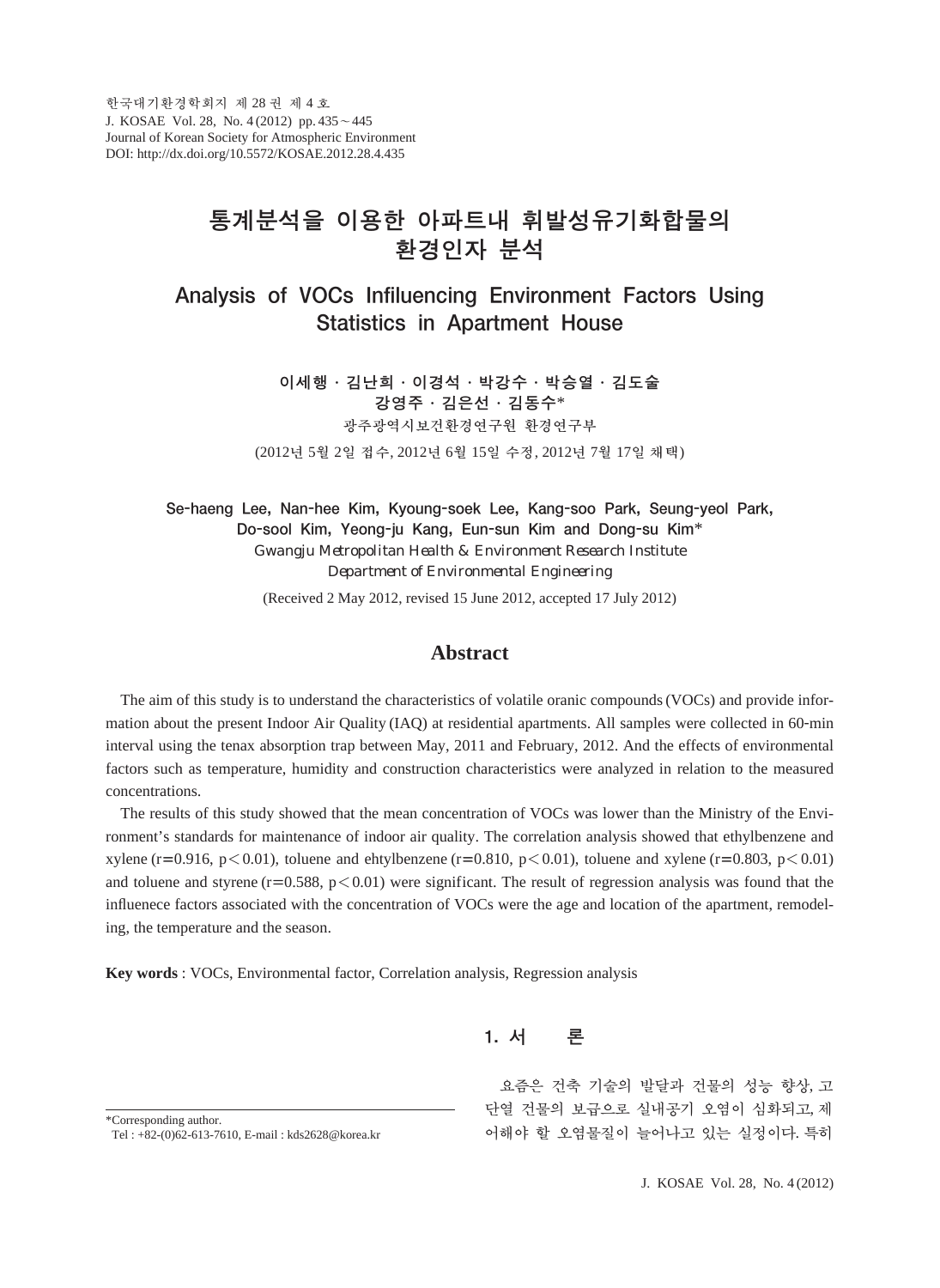# 통계분석을 이용한 아파트내 휘발성유기화합물의 환경인자 분석

# Analysis of VOCs Infiluencing Environment Factors Using Statistics in Apartment House

이세행 · 김난희 · 이경석 · 박강수 · 박승열 · 김도술
강영주 · 김은선 · 김동수*

광주광역시보건환경연구원 환경연구부

(2012년 5월 2일 접수, 2012년 6월 15일 수정, 2012년 7월 17일 채택)

Se-haeng Lee, Nan-hee Kim, Kyoung-soek Lee, Kang-soo Park, Seung-yeol Park, Do-sool Kim, Yeong-ju Kang, Eun-sun Kim and Dong-su Kim*

*Gwangju Metropolitan Health & Environment Research Institute Department of Environmental Engineering*

(Received 2 May 2012, revised 15 June 2012, accepted 17 July 2012)

## Abstract

The aim of this study is to understand the characteristics of volatile oranic compounds (VOCs) and provide information about the present Indoor Air Quality (IAQ) at residential apartments. All samples were collected in 60-min interval using the tenax absorption trap between May, 2011 and February, 2012. And the effects of environmental factors such as temperature, humidity and construction characteristics were analyzed in relation to the measured concentrations.

The results of this study showed that the mean concentration of VOCs was lower than the Ministry of the Environment's standards for maintenance of indoor air quality. The correlation analysis showed that ethylbenzene and xylene ($r=0.916$, $p<0.01$), toluene and ehtylbenzene ($r=0.810$, $p<0.01$), toluene and xylene ($r=0.803$, $p<0.01$) and toluene and styrene ($r=0.588$, $p<0.01$) were significant. The result of regression analysis was found that the influenece factors associated with the concentration of VOCs were the age and location of the apartment, remodeling, the temperature and the season.

**Key words** : VOCs, Environmental factor, Correlation analysis, Regression analysis

## 1. 서 론

요즘은 건축 기술의 발달과 건물의 성능 향상, 고단열 건물의 보급으로 실내공기 오염이 심화되고, 제어해야 할 오염물질이 늘어나고 있는 실정이다. 특히

*Corresponding author.
Tel : +82-(0)62-613-7610, E-mail : kds2628@korea.kr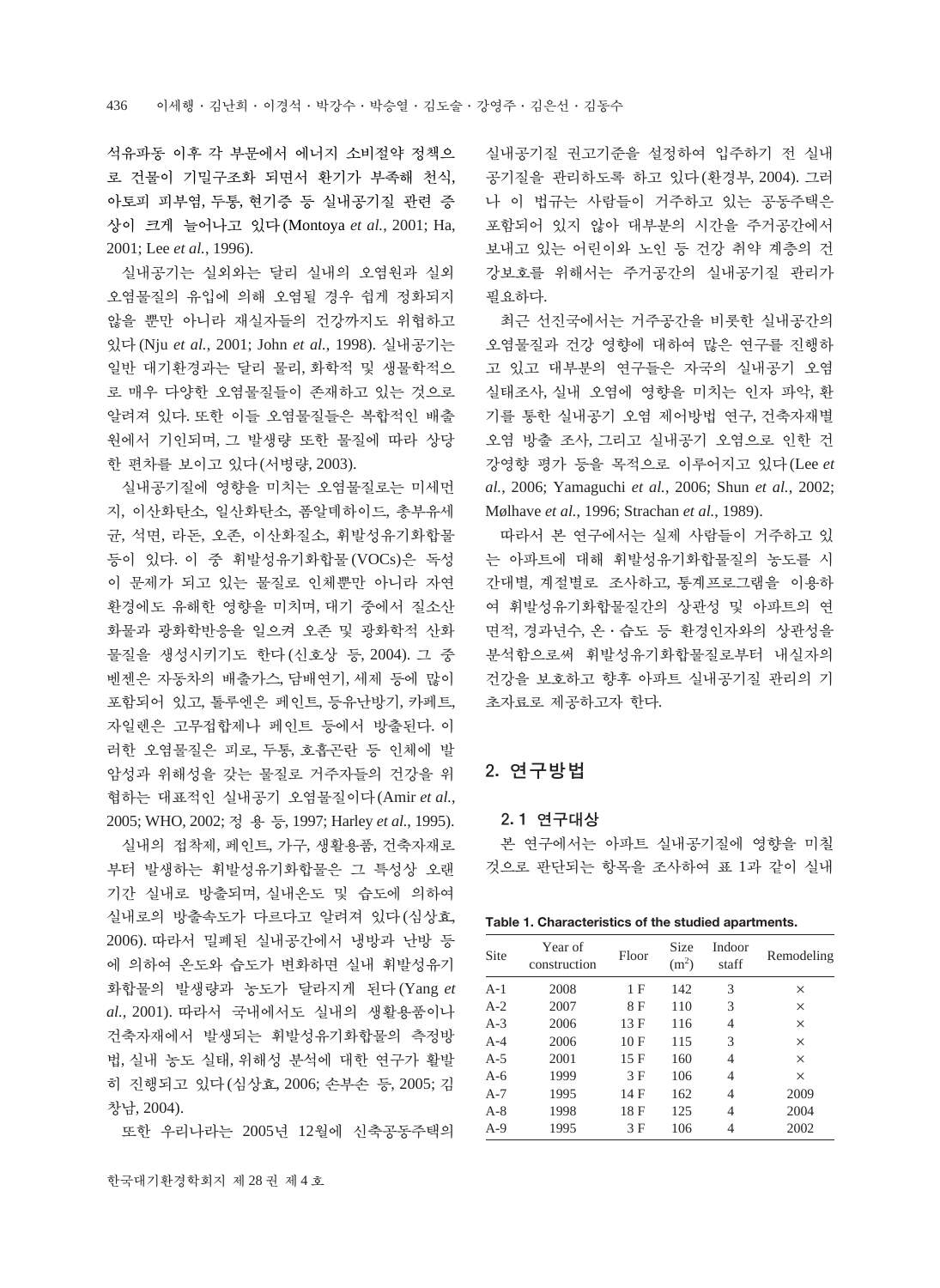석유파동 이후 각 부문에서 에너지 소비절약 정책으로 건물이 기밀구조화 되면서 환기가 부족해 천식, 아토피 피부염, 두통, 현기증 등 실내공기질 관련 증상이 크게 늘어나고 있다 (Montoya *et al.*, 2001; Ha, 2001; Lee *et al.*, 1996).

실내공기는 실외와는 달리 실내의 오염원과 실외 오염물질의 유입에 의해 오염될 경우 쉽게 정화되지 않을 뿐만 아니라 재실자들의 건강까지도 위협하고 있다 (Nju *et al.*, 2001; John *et al.*, 1998). 실내공기는 일반 대기환경과는 달리 물리, 화학적 및 생물학적으로 매우 다양한 오염물질들이 존재하고 있는 것으로 알려져 있다. 또한 이들 오염물질들은 복합적인 배출원에서 기인되며, 그 발생량 또한 물질에 따라 상당한 편차를 보이고 있다 (서병량, 2003).

실내공기질에 영향을 미치는 오염물질로는 미세먼지, 이산화탄소, 일산화탄소, 폼알데하이드, 총부유세균, 석면, 라돈, 오존, 이산화질소, 휘발성유기화합물 등이 있다. 이 중 휘발성유기화합물 (VOCs)은 독성이 문제가 되고 있는 물질로 인체뿐만 아니라 자연환경에도 유해한 영향을 미치며, 대기 중에서 질소산화물과 광화학반응을 일으켜 오존 및 광화학적 산화물질을 생성시키기도 한다 (신호상 등, 2004). 그 중 벤젠은 자동차의 배출가스, 담배연기, 세제 등에 많이 포함되어 있고, 톨루엔은 페인트, 등유난방기, 카페트, 자일렌은 고무접합제나 페인트 등에서 방출된다. 이러한 오염물질은 피로, 두통, 호흡곤란 등 인체에 발암성과 위해성을 갖는 물질로 거주자들의 건강을 위협하는 대표적인 실내공기 오염물질이다 (Amir *et al.*, 2005; WHO, 2002; 정 용 등, 1997; Harley *et al.*, 1995).

실내의 접착제, 페인트, 가구, 생활용품, 건축자재로부터 발생하는 휘발성유기화합물은 그 특성상 오랜 기간 실내로 방출되며, 실내온도 및 습도에 의하여 실내로의 방출속도가 다르다고 알려져 있다 (심상효, 2006). 따라서 밀폐된 실내공간에서 냉방과 난방 등에 의하여 온도와 습도가 변화하면 실내 휘발성유기화합물의 발생량과 농도가 달라지게 된다 (Yang *et al.*, 2001). 따라서 국내에서도 실내의 생활용품이나 건축자재에서 발생되는 휘발성유기화합물의 측정방법, 실내 농도 실태, 위해성 분석에 대한 연구가 활발히 진행되고 있다 (심상효, 2006; 손부순 등, 2005; 김창남, 2004).

또한 우리나라는 2005년 12월에 신축공동주택의 실내공기질 권고기준을 설정하여 입주하기 전 실내공기질을 관리하도록 하고 있다 (환경부, 2004). 그러나 이 법규는 사람들이 거주하고 있는 공동주택은 포함되어 있지 않아 대부분의 시간을 주거공간에서 보내고 있는 어린이와 노인 등 건강 취약 계층의 건강보호를 위해서는 주거공간의 실내공기질 관리가 필요하다.

최근 선진국에서는 거주공간을 비롯한 실내공간의 오염물질과 건강 영향에 대하여 많은 연구를 진행하고 있고 대부분의 연구들은 자국의 실내공기 오염 실태조사, 실내 오염에 영향을 미치는 인자 파악, 환기를 통한 실내공기 오염 제어방법 연구, 건축자재별 오염 방출 조사, 그리고 실내공기 오염으로 인한 건강영향 평가 등을 목적으로 이루어지고 있다 (Lee *et al.*, 2006; Yamaguchi *et al.*, 2006; Shun *et al.*, 2002; Mølhave *et al.*, 1996; Strachan *et al.*, 1989).

따라서 본 연구에서는 실제 사람들이 거주하고 있는 아파트에 대해 휘발성유기화합물질의 농도를 시간대별, 계절별로 조사하고, 통계프로그램을 이용하여 휘발성유기화합물질간의 상관성 및 아파트의 연면적, 경과년수, 온·습도 등 환경인자와의 상관성을 분석함으로써 휘발성유기화합물질로부터 내실자의 건강을 보호하고 향후 아파트 실내공기질 관리의 기초자료로 제공하고자 한다.

## 2. 연구방법

### 2.1 연구대상

본 연구에서는 아파트 실내공기질에 영향을 미칠 것으로 판단되는 항목을 조사하여 표 1과 같이 실내

**Table 1. Characteristics of the studied apartments.**

| Site | Year of construction | Floor | Size ($m^2$) | Indoor staff | Remodeling |
|---|---|---|---|---|---|
| A-1 | 2008 | 1 F | 142 | 3 | × |
| A-2 | 2007 | 8 F | 110 | 3 | × |
| A-3 | 2006 | 13 F | 116 | 4 | × |
| A-4 | 2006 | 10 F | 115 | 3 | × |
| A-5 | 2001 | 15 F | 160 | 4 | × |
| A-6 | 1999 | 3 F | 106 | 4 | × |
| A-7 | 1995 | 14 F | 162 | 4 | 2009 |
| A-8 | 1998 | 18 F | 125 | 4 | 2004 |
| A-9 | 1995 | 3 F | 106 | 4 | 2002 |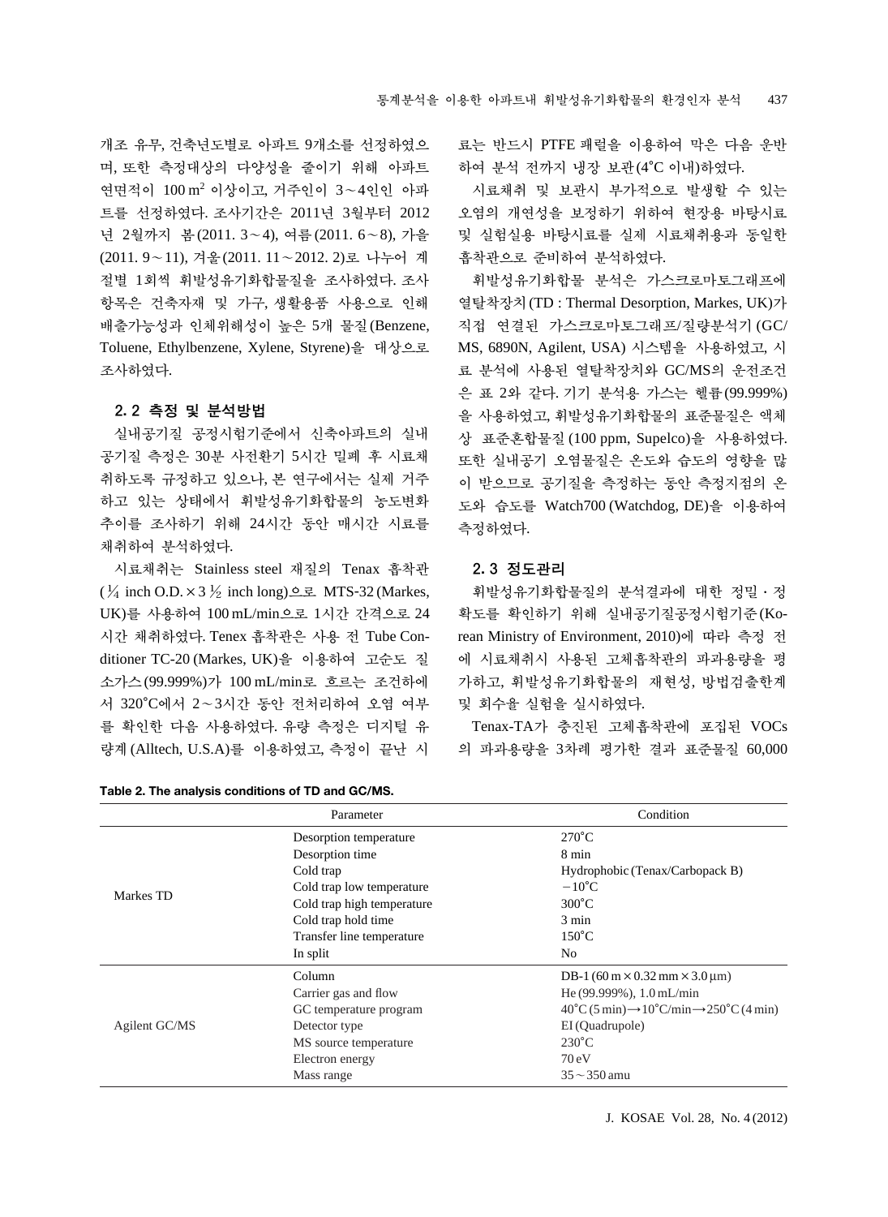개조 유무, 건축년도별로 아파트 9개소를 선정하였으며, 또한 측정대상의 다양성을 줄이기 위해 아파트 연면적이 100 $m^2$ 이상이고, 거주인이 3~4인인 아파트를 선정하였다. 조사기간은 2011년 3월부터 2012년 2월까지 봄(2011. 3~4), 여름(2011. 6~8), 가을(2011. 9~11), 겨울(2011. 11~2012. 2)로 나누어 계절별 1회씩 휘발성유기화합물질을 조사하였다. 조사항목은 건축자재 및 가구, 생활용품 사용으로 인해 배출가능성과 인체위해성이 높은 5개 물질(Benzene, Toluene, Ethylbenzene, Xylene, Styrene)을 대상으로 조사하였다.

### 2.2 측정 및 분석방법

실내공기질 공정시험기준에서 신축아파트의 실내공기질 측정은 30분 사전환기 5시간 밀폐 후 시료채취하도록 규정하고 있으나, 본 연구에서는 실제 거주하고 있는 상태에서 휘발성유기화합물의 농도변화 추이를 조사하기 위해 24시간 동안 매시간 시료를 채취하여 분석하였다.

시료채취는 Stainless steel 재질의 Tenax 흡착관 ($\frac{1}{4}$ inch O.D.×3 $\frac{1}{2}$ inch long)으로 MTS-32 (Markes, UK)를 사용하여 100 mL/min으로 1시간 간격으로 24시간 채취하였다. Tenex 흡착관은 사용 전 Tube Conditioner TC-20 (Markes, UK)을 이용하여 고순도 질소가스(99.999%)가 100 mL/min로 흐르는 조건하에서 320°C에서 2~3시간 동안 전처리하여 오염 여부를 확인한 다음 사용하였다. 유량 측정은 디지털 유량계(Alltech, U.S.A)를 이용하였고, 측정이 끝난 시료는 반드시 PTFE 페럴을 이용하여 막은 다음 운반하여 분석 전까지 냉장 보관(4°C 이내)하였다.

시료채취 및 보관시 부가적으로 발생할 수 있는 오염의 개연성을 보정하기 위하여 현장용 바탕시료 및 실험실용 바탕시료를 실제 시료채취용과 동일한 흡착관으로 준비하여 분석하였다.

휘발성유기화합물 분석은 가스크로마토그래프에 열탈착장치(TD : Thermal Desorption, Markes, UK)가 직접 연결된 가스크로마토그래프/질량분석기 (GC/MS, 6890N, Agilent, USA) 시스템을 사용하였고, 시료 분석에 사용된 열탈착장치와 GC/MS의 운전조건은 표 2와 같다. 기기 분석용 가스는 헬륨(99.999%)을 사용하였고, 휘발성유기화합물의 표준물질은 액체상 표준혼합물질(100 ppm, Supelco)을 사용하였다. 또한 실내공기 오염물질은 온도와 습도의 영향을 많이 받으므로 공기질을 측정하는 동안 측정지점의 온도와 습도를 Watch700 (Watchdog, DE)을 이용하여 측정하였다.

### 2.3 정도관리

휘발성유기화합물질의 분석결과에 대한 정밀·정확도를 확인하기 위해 실내공기질공정시험기준(Korean Ministry of Environment, 2010)에 따라 측정 전에 시료채취시 사용된 고체흡착관의 파과용량을 평가하고, 휘발성유기화합물의 재현성, 방법검출한계 및 회수율 실험을 실시하였다.

Tenax-TA가 충진된 고체흡착관에 포집된 VOCs의 파과용량을 3차례 평가한 결과 표준물질 60,000

**Table 2. The analysis conditions of TD and GC/MS.**

| | Parameter | Condition |
|---|---|---|
| Markes TD | Desorption temperature | 270°C |
| | Desorption time | 8 min |
| | Cold trap | Hydrophobic (Tenax/Carbopack B) |
| | Cold trap low temperature | −10°C |
| | Cold trap high temperature | 300°C |
| | Cold trap hold time | 3 min |
| | Transfer line temperature | 150°C |
| | In split | No |
| Agilent GC/MS | Column | DB-1 (60 m×0.32 mm×3.0 μm) |
| | Carrier gas and flow | He (99.999%), 1.0 mL/min |
| | GC temperature program | 40°C (5 min)→10°C/min→250°C (4 min) |
| | Detector type | EI (Quadrupole) |
| | MS source temperature | 230°C |
| | Electron energy | 70 eV |
| | Mass range | 35~350 amu |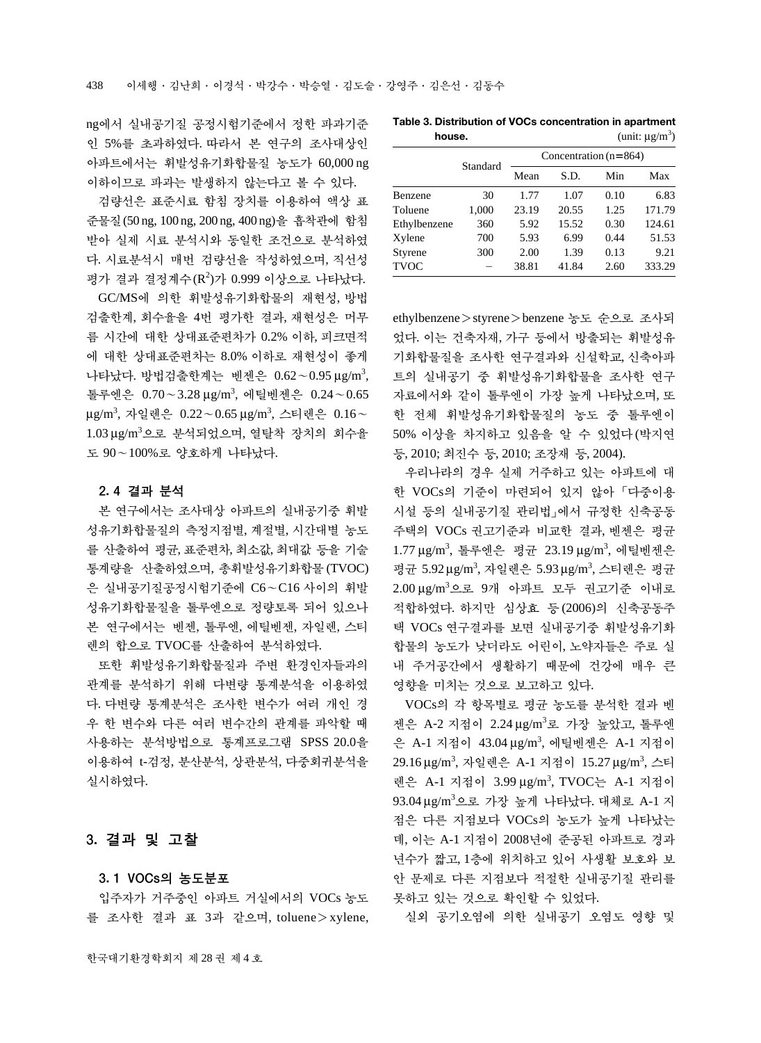ng에서 실내공기질 공정시험기준에서 정한 파과기준인 5%를 초과하였다. 따라서 본 연구의 조사대상인 아파트에서는 휘발성유기화합물질 농도가 60,000 ng 이하이므로 파과는 발생하지 않는다고 볼 수 있다.

검량선은 표준시료 함침 장치를 이용하여 액상 표준물질(50 ng, 100 ng, 200 ng, 400 ng)을 흡착관에 함침받아 실제 시료 분석시와 동일한 조건으로 분석하였다. 시료분석시 매번 검량선을 작성하였으며, 직선성 평가 결과 결정계수($R^2$)가 0.999 이상으로 나타났다.

GC/MS에 의한 휘발성유기화합물의 재현성, 방법검출한계, 회수율을 4번 평가한 결과, 재현성은 머무름 시간에 대한 상대표준편차가 0.2% 이하, 피크면적에 대한 상대표준편차는 8.0% 이하로 재현성이 좋게 나타났다. 방법검출한계는 벤젠은 0.62~0.95 $\mu g/m^3$, 톨루엔은 0.70~3.28 $\mu g/m^3$, 에틸벤젠은 0.24~0.65 $\mu g/m^3$, 자일렌은 0.22~0.65 $\mu g/m^3$, 스티렌은 0.16~1.03 $\mu g/m^3$으로 분석되었으며, 열탈착 장치의 회수율도 90~100%로 양호하게 나타났다.

### 2. 4 결과 분석

본 연구에서는 조사대상 아파트의 실내공기중 휘발성유기화합물질의 측정지점별, 계절별, 시간대별 농도를 산출하여 평균, 표준편차, 최소값, 최대값 등을 기술통계량을 산출하였으며, 총휘발성유기화합물(TVOC)은 실내공기질공정시험기준에 C6~C16 사이의 휘발성유기화합물질을 톨루엔으로 정량토록 되어 있으나 본 연구에서는 벤젠, 톨루엔, 에틸벤젠, 자일렌, 스티렌의 합으로 TVOC를 산출하여 분석하였다.

또한 휘발성유기화합물질과 주변 환경인자들과의 관계를 분석하기 위해 다변량 통계분석을 이용하였다. 다변량 통계분석은 조사한 변수가 여러 개인 경우 한 변수와 다른 여러 변수간의 관계를 파악할 때 사용하는 분석방법으로 통계프로그램 SPSS 20.0을 이용하여 t-검정, 분산분석, 상관분석, 다중회귀분석을 실시하였다.

## 3. 결과 및 고찰

### 3. 1 VOCs의 농도분포

입주자가 거주중인 아파트 거실에서의 VOCs 농도를 조사한 결과 표 3과 같으며, toluene > xylene, ethylbenzene > styrene > benzene 농도 순으로 조사되었다. 이는 건축자재, 가구 등에서 방출되는 휘발성유기화합물질을 조사한 연구결과와 신설학교, 신축아파트의 실내공기 중 휘발성유기화합물을 조사한 연구자료에서와 같이 톨루엔이 가장 높게 나타났으며, 또한 전체 휘발성유기화합물질의 농도 중 톨루엔이 50% 이상을 차지하고 있음을 알 수 있었다(박지연 등, 2010; 최진수 등, 2010; 조장재 등, 2004).

**Table 3. Distribution of VOCs concentration in apartment house.** (unit: $\mu g/m^3$)

| | Standard | Concentration (n=864) | | | |
|---|---|---|---|---|---|
| | | Mean | S.D. | Min | Max |
| Benzene | 30 | 1.77 | 1.07 | 0.10 | 6.83 |
| Toluene | 1,000 | 23.19 | 20.55 | 1.25 | 171.79 |
| Ethylbenzene | 360 | 5.92 | 15.52 | 0.30 | 124.61 |
| Xylene | 700 | 5.93 | 6.99 | 0.44 | 51.53 |
| Styrene | 300 | 2.00 | 1.39 | 0.13 | 9.21 |
| TVOC | – | 38.81 | 41.84 | 2.60 | 333.29 |

우리나라의 경우 실제 거주하고 있는 아파트에 대한 VOCs의 기준이 마련되어 있지 않아 「다중이용시설 등의 실내공기질 관리법」에서 규정한 신축공동주택의 VOCs 권고기준과 비교한 결과, 벤젠은 평균 1.77 $\mu g/m^3$, 톨루엔은 평균 23.19 $\mu g/m^3$, 에틸벤젠은 평균 5.92 $\mu g/m^3$, 자일렌은 5.93 $\mu g/m^3$, 스티렌은 평균 2.00 $\mu g/m^3$으로 9개 아파트 모두 권고기준 이내로 적합하였다. 하지만 심상효 등(2006)의 신축공동주택 VOCs 연구결과를 보면 실내공기중 휘발성유기화합물의 농도가 낮더라도 어린이, 노약자들은 주로 실내 주거공간에서 생활하기 때문에 건강에 매우 큰 영향을 미치는 것으로 보고하고 있다.

VOCs의 각 항목별로 평균 농도를 분석한 결과 벤젠은 A-2 지점이 2.24 $\mu g/m^3$로 가장 높았고, 톨루엔은 A-1 지점이 43.04 $\mu g/m^3$, 에틸벤젠은 A-1 지점이 29.16 $\mu g/m^3$, 자일렌은 A-1 지점이 15.27 $\mu g/m^3$, 스티렌은 A-1 지점이 3.99 $\mu g/m^3$, TVOC는 A-1 지점이 93.04 $\mu g/m^3$으로 가장 높게 나타났다. 대체로 A-1 지점은 다른 지점보다 VOCs의 농도가 높게 나타났는데, 이는 A-1 지점이 2008년에 준공된 아파트로 경과년수가 짧고, 1층에 위치하고 있어 사생활 보호와 보안 문제로 다른 지점보다 적절한 실내공기질 관리를 못하고 있는 것으로 확인할 수 있었다.

실외 공기오염에 의한 실내공기 오염도 영향 및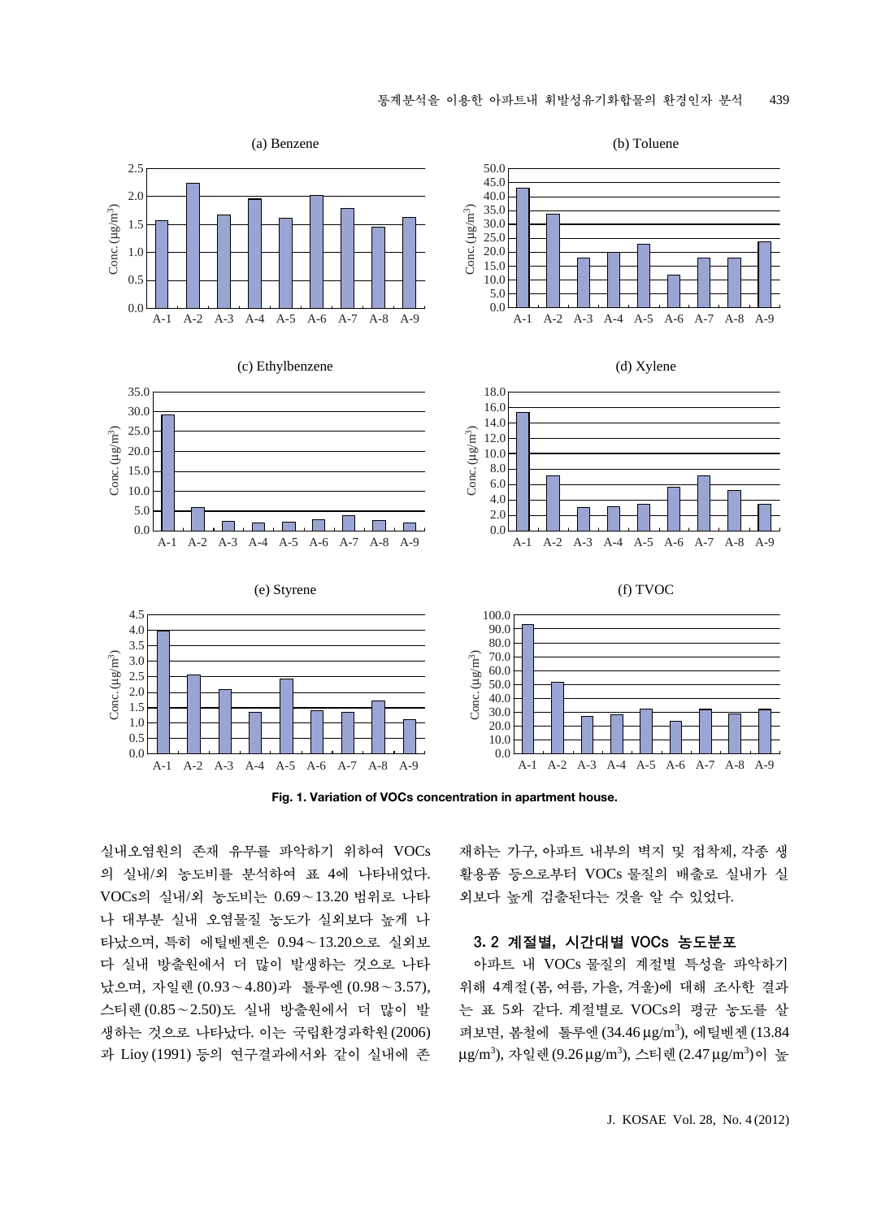Fig. 1. Variation of VOCs concentration in apartment house.

실내오염원의 존재 유무를 파악하기 위하여 VOCs의 실내/외 농도비를 분석하여 표 4에 나타내었다. VOCs의 실내/외 농도비는 0.69～13.20 범위로 나타나 대부분 실내 오염물질 농도가 실외보다 높게 나타났으며, 특히 에틸벤젠은 0.94～13.20으로 실외보다 실내 방출원에서 더 많이 발생하는 것으로 나타났으며, 자일렌(0.93～4.80)과 톨루엔(0.98～3.57), 스티렌(0.85～2.50)도 실내 방출원에서 더 많이 발생하는 것으로 나타났다. 이는 국립환경과학원(2006)과 Lioy (1991) 등의 연구결과에서와 같이 실내에 존재하는 가구, 아파트 내부의 벽지 및 접착제, 각종 생활용품 등으로부터 VOCs 물질의 배출로 실내가 실외보다 높게 검출된다는 것을 알 수 있었다.

### 3.2 계절별, 시간대별 VOCs 농도분포

아파트 내 VOCs 물질의 계절별 특성을 파악하기 위해 4계절(봄, 여름, 가을, 겨울)에 대해 조사한 결과는 표 5와 같다. 계절별로 VOCs의 평균 농도를 살펴보면, 봄철에 톨루엔(34.46 μg/m$^3$), 에틸벤젠(13.84 μg/m$^3$), 자일렌(9.26 μg/m$^3$), 스티렌(2.47 μg/m$^3$)이 높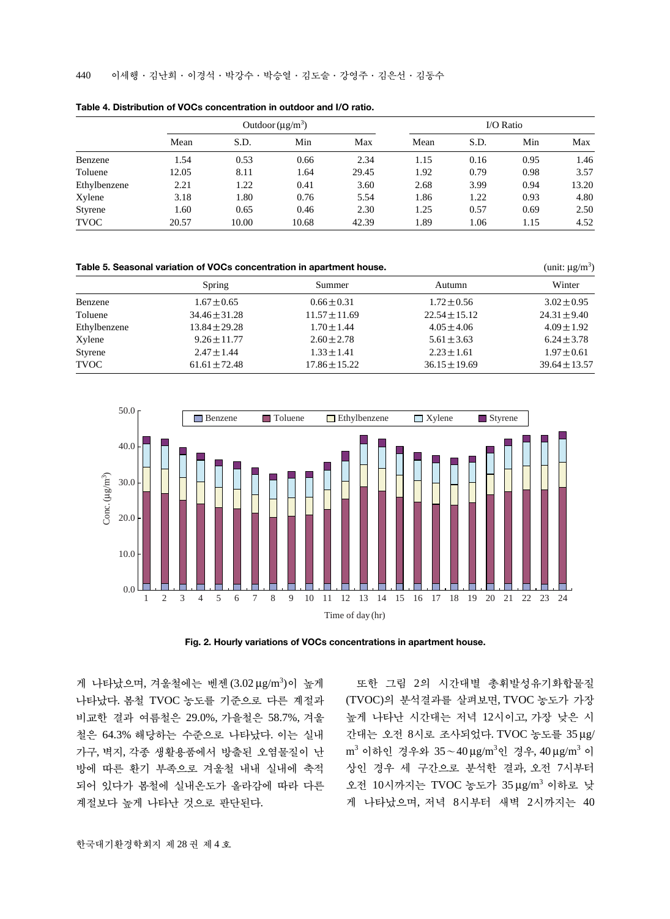**Table 4. Distribution of VOCs concentration in outdoor and I/O ratio.**

| | Outdoor ($\mu g/m^3$) | | | | I/O Ratio | | | |
|---|---|---|---|---|---|---|---|---|
| | Mean | S.D. | Min | Max | Mean | S.D. | Min | Max |
| Benzene | 1.54 | 0.53 | 0.66 | 2.34 | 1.15 | 0.16 | 0.95 | 1.46 |
| Toluene | 12.05 | 8.11 | 1.64 | 29.45 | 1.92 | 0.79 | 0.98 | 3.57 |
| Ethylbenzene | 2.21 | 1.22 | 0.41 | 3.60 | 2.68 | 3.99 | 0.94 | 13.20 |
| Xylene | 3.18 | 1.80 | 0.76 | 5.54 | 1.86 | 1.22 | 0.93 | 4.80 |
| Styrene | 1.60 | 0.65 | 0.46 | 2.30 | 1.25 | 0.57 | 0.69 | 2.50 |
| TVOC | 20.57 | 10.00 | 10.68 | 42.39 | 1.89 | 1.06 | 1.15 | 4.52 |

**Table 5. Seasonal variation of VOCs concentration in apartment house.** (unit: $\mu g/m^3$)

| | Spring | Summer | Autumn | Winter |
|---|---|---|---|---|
| Benzene | $1.67 \pm 0.65$ | $0.66 \pm 0.31$ | $1.72 \pm 0.56$ | $3.02 \pm 0.95$ |
| Toluene | $34.46 \pm 31.28$ | $11.57 \pm 11.69$ | $22.54 \pm 15.12$ | $24.31 \pm 9.40$ |
| Ethylbenzene | $13.84 \pm 29.28$ | $1.70 \pm 1.44$ | $4.05 \pm 4.06$ | $4.09 \pm 1.92$ |
| Xylene | $9.26 \pm 11.77$ | $2.60 \pm 2.78$ | $5.61 \pm 3.63$ | $6.24 \pm 3.78$ |
| Styrene | $2.47 \pm 1.44$ | $1.33 \pm 1.41$ | $2.23 \pm 1.61$ | $1.97 \pm 0.61$ |
| TVOC | $61.61 \pm 72.48$ | $17.86 \pm 15.22$ | $36.15 \pm 19.69$ | $39.64 \pm 13.57$ |

**Fig. 2. Hourly variations of VOCs concentrations in apartment house.**

게 나타났으며, 겨울철에는 벤젠 (3.02 $\mu g/m^3$)이 높게 나타났다. 봄철 TVOC 농도를 기준으로 다른 계절과 비교한 결과 여름철은 29.0%, 가을철은 58.7%, 겨울철은 64.3% 해당하는 수준으로 나타났다. 이는 실내 가구, 벽지, 각종 생활용품에서 방출된 오염물질이 난방에 따른 환기 부족으로 겨울철 내내 실내에 축적되어 있다가 봄철에 실내온도가 올라감에 따라 다른 계절보다 높게 나타난 것으로 판단된다.

또한 그림 2의 시간대별 총휘발성유기화합물질 (TVOC)의 분석결과를 살펴보면, TVOC 농도가 가장 높게 나타난 시간대는 저녁 12시이고, 가장 낮은 시간대는 오전 8시로 조사되었다. TVOC 농도를 35 $\mu g/m^3$ 이하인 경우와 35~40 $\mu g/m^3$인 경우, 40 $\mu g/m^3$ 이상인 경우 세 구간으로 분석한 결과, 오전 7시부터 오전 10시까지는 TVOC 농도가 35 $\mu g/m^3$ 이하로 낮게 나타났으며, 저녁 8시부터 새벽 2시까지는 40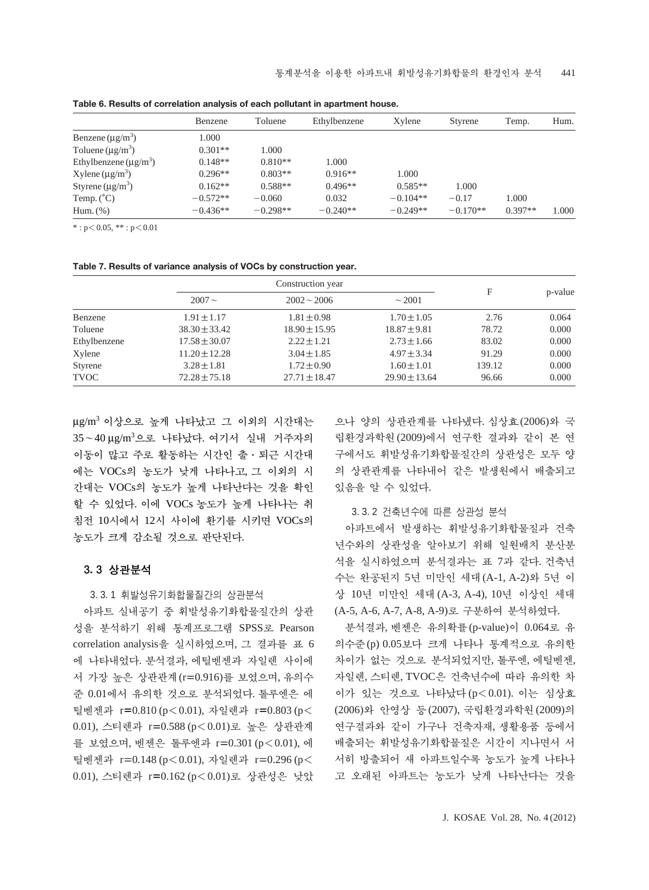**Table 6. Results of correlation analysis of each pollutant in apartment house.**

| | Benzene | Toluene | Ethylbenzene | Xylene | Styrene | Temp. | Hum. |
|---|---|---|---|---|---|---|---|
| Benzene ($\mu g/m^3$) | 1.000 | | | | | | |
| Toluene ($\mu g/m^3$) | 0.301** | 1.000 | | | | | |
| Ethylbenzene ($\mu g/m^3$) | 0.148** | 0.810** | 1.000 | | | | |
| Xylene ($\mu g/m^3$) | 0.296** | 0.803** | 0.916** | 1.000 | | | |
| Styrene ($\mu g/m^3$) | 0.162** | 0.588** | 0.496** | 0.585** | 1.000 | | |
| Temp. (°C) | −0.572** | −0.060 | 0.032 | −0.104** | −0.17 | 1.000 | |
| Hum. (%) | −0.436** | −0.298** | −0.240** | −0.249** | −0.170** | 0.397** | 1.000 |

* : $p < 0.05$, ** : $p < 0.01$

**Table 7. Results of variance analysis of VOCs by construction year.**

| | Construction year | | | F | p-value |
|---|---|---|---|---|---|
| | 2007∼ | 2002∼2006 | ∼2001 | | |
| Benzene | 1.91±1.17 | 1.81±0.98 | 1.70±1.05 | 2.76 | 0.064 |
| Toluene | 38.30±33.42 | 18.90±15.95 | 18.87±9.81 | 78.72 | 0.000 |
| Ethylbenzene | 17.58±30.07 | 2.22±1.21 | 2.73±1.66 | 83.02 | 0.000 |
| Xylene | 11.20±12.28 | 3.04±1.85 | 4.97±3.34 | 91.29 | 0.000 |
| Styrene | 3.28±1.81 | 1.72±0.90 | 1.60±1.01 | 139.12 | 0.000 |
| TVOC | 72.28±75.18 | 27.71±18.47 | 29.90±13.64 | 96.66 | 0.000 |

$\mu g/m^3$ 이상으로 높게 나타났고 그 이외의 시간대는 35∼40 $\mu g/m^3$으로 나타났다. 여기서 실내 거주자의 이동이 많고 주로 활동하는 시간인 출 · 퇴근 시간대에는 VOCs의 농도가 낮게 나타나고, 그 이외의 시간대는 VOCs의 농도가 높게 나타난다는 것을 확인할 수 있었다. 이에 VOCs 농도가 높게 나타나는 취침전 10시에서 12시 사이에 환기를 시키면 VOCs의 농도가 크게 감소될 것으로 판단된다.

## 3. 3 상관분석

### 3. 3. 1 휘발성유기화합물질간의 상관분석

아파트 실내공기 중 휘발성유기화합물질간의 상관성을 분석하기 위해 통계프로그램 SPSS로 Pearson correlation analysis을 실시하였으며, 그 결과를 표 6에 나타내었다. 분석결과, 에틸벤젠과 자일렌 사이에서 가장 높은 상관관계 (r=0.916)를 보였으며, 유의수준 0.01에서 유의한 것으로 분석되었다. 톨루엔은 에틸벤젠과 r=0.810 ($p < 0.01$), 자일렌과 r=0.803 ($p < 0.01$), 스티렌과 r=0.588 ($p < 0.01$)로 높은 상관관계를 보였으며, 벤젠은 톨루엔과 r=0.301 ($p < 0.01$), 에틸벤젠과 r=0.148 ($p < 0.01$), 자일렌과 r=0.296 ($p < 0.01$), 스티렌과 r=0.162 ($p < 0.01$)로 상관성은 낮았으나 양의 상관관계를 나타냈다. 심상효 (2006)와 국립환경과학원 (2009)에서 연구한 결과와 같이 본 연구에서도 휘발성유기화합물질간의 상관성은 모두 양의 상관관계를 나타내어 같은 발생원에서 배출되고 있음을 알 수 있었다.

### 3. 3. 2 건축년수에 따른 상관성 분석

아파트에서 발생하는 휘발성유기화합물질과 건축년수와의 상관성을 알아보기 위해 일원배치 분산분석을 실시하였으며 분석결과는 표 7과 같다. 건축년수는 완공된지 5년 미만인 세대 (A-1, A-2)와 5년 이상 10년 미만인 세대 (A-3, A-4), 10년 이상인 세대 (A-5, A-6, A-7, A-8, A-9)로 구분하여 분석하였다.

분석결과, 벤젠은 유의확률 (p-value)이 0.064로 유의수준 (p) 0.05보다 크게 나타나 통계적으로 유의한 차이가 없는 것으로 분석되었지만, 톨루엔, 에틸벤젠, 자일렌, 스티렌, TVOC은 건축년수에 따라 유의한 차이가 있는 것으로 나타났다 ($p < 0.01$). 이는 심상효 (2006)와 안영상 등 (2007), 국립환경과학원 (2009)의 연구결과와 같이 가구나 건축자재, 생활용품 등에서 배출되는 휘발성유기화합물질은 시간이 지나면서 서서히 방출되어 새 아파트일수록 농도가 높게 나타나고 오래된 아파트는 농도가 낮게 나타난다는 것을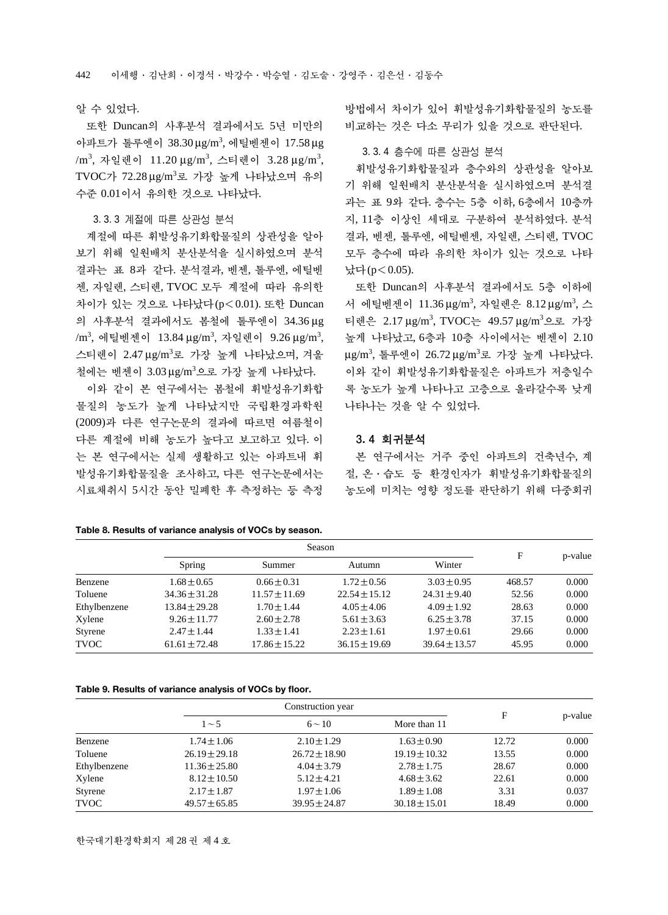알 수 있었다.

또한 Duncan의 사후분석 결과에서도 5년 미만의 아파트가 톨루엔이 38.30 μg/m$^3$, 에틸벤젠이 17.58 μg/m$^3$, 자일렌이 11.20 μg/m$^3$, 스티렌이 3.28 μg/m$^3$, TVOC가 72.28 μg/m$^3$로 가장 높게 나타났으며 유의수준 0.01이서 유의한 것으로 나타났다.

### 3. 3. 3 계절에 따른 상관성 분석

계절에 따른 휘발성유기화합물질의 상관성을 알아보기 위해 일원배치 분산분석을 실시하였으며 분석결과는 표 8과 같다. 분석결과, 벤젠, 톨루엔, 에틸벤젠, 자일렌, 스티렌, TVOC 모두 계절에 따라 유의한 차이가 있는 것으로 나타났다($p < 0.01$). 또한 Duncan의 사후분석 결과에서도 봄철에 톨루엔이 34.36 μg/m$^3$, 에틸벤젠이 13.84 μg/m$^3$, 자일렌이 9.26 μg/m$^3$, 스티렌이 2.47 μg/m$^3$로 가장 높게 나타났으며, 겨울철에는 벤젠이 3.03 μg/m$^3$으로 가장 높게 나타났다.

이와 같이 본 연구에서는 봄철에 휘발성유기화합물질의 농도가 높게 나타났지만 국립환경과학원(2009)과 다른 연구논문의 결과에 따르면 여름철이 다른 계절에 비해 농도가 높다고 보고하고 있다. 이는 본 연구에서는 실제 생활하고 있는 아파트내 휘발성유기화합물질을 조사하고, 다른 연구논문에서는 시료채취시 5시간 동안 밀폐한 후 측정하는 등 측정방법에서 차이가 있어 휘발성유기화합물질의 농도를 비교하는 것은 다소 무리가 있을 것으로 판단된다.

### 3. 3. 4 층수에 따른 상관성 분석

휘발성유기화합물질과 층수와의 상관성을 알아보기 위해 일원배치 분산분석을 실시하였으며 분석결과는 표 9와 같다. 층수는 5층 이하, 6층에서 10층까지, 11층 이상인 세대로 구분하여 분석하였다. 분석결과, 벤젠, 톨루엔, 에틸벤젠, 자일렌, 스티렌, TVOC 모두 층수에 따라 유의한 차이가 있는 것으로 나타났다($p < 0.05$).

또한 Duncan의 사후분석 결과에서도 5층 이하에서 에틸벤젠이 11.36 μg/m$^3$, 자일렌은 8.12 μg/m$^3$, 스티렌은 2.17 μg/m$^3$, TVOC는 49.57 μg/m$^3$으로 가장 높게 나타났고, 6층과 10층 사이에서는 벤젠이 2.10 μg/m$^3$, 톨루엔이 26.72 μg/m$^3$로 가장 높게 나타났다. 이와 같이 휘발성유기화합물질은 아파트가 저층일수록 농도가 높게 나타나고 고층으로 올라갈수록 낮게 나타나는 것을 알 수 있었다.

## 3. 4 회귀분석

본 연구에서는 거주 중인 아파트의 건축년수, 계절, 온·습도 등 환경인자가 휘발성유기화합물질의 농도에 미치는 영향 정도를 판단하기 위해 다중회귀

**Table 8. Results of variance analysis of VOCs by season.**

| | Season | | | | F | p-value |
|---|---|---|---|---|---|---|
| | Spring | Summer | Autumn | Winter | | |
| Benzene | 1.68±0.65 | 0.66±0.31 | 1.72±0.56 | 3.03±0.95 | 468.57 | 0.000 |
| Toluene | 34.36±31.28 | 11.57±11.69 | 22.54±15.12 | 24.31±9.40 | 52.56 | 0.000 |
| Ethylbenzene | 13.84±29.28 | 1.70±1.44 | 4.05±4.06 | 4.09±1.92 | 28.63 | 0.000 |
| Xylene | 9.26±11.77 | 2.60±2.78 | 5.61±3.63 | 6.25±3.78 | 37.15 | 0.000 |
| Styrene | 2.47±1.44 | 1.33±1.41 | 2.23±1.61 | 1.97±0.61 | 29.66 | 0.000 |
| TVOC | 61.61±72.48 | 17.86±15.22 | 36.15±19.69 | 39.64±13.57 | 45.95 | 0.000 |

**Table 9. Results of variance analysis of VOCs by floor.**

| | Construction year | | | F | p-value |
|---|---|---|---|---|---|
| | 1~5 | 6~10 | More than 11 | | |
| Benzene | 1.74±1.06 | 2.10±1.29 | 1.63±0.90 | 12.72 | 0.000 |
| Toluene | 26.19±29.18 | 26.72±18.90 | 19.19±10.32 | 13.55 | 0.000 |
| Ethylbenzene | 11.36±25.80 | 4.04±3.79 | 2.78±1.75 | 28.67 | 0.000 |
| Xylene | 8.12±10.50 | 5.12±4.21 | 4.68±3.62 | 22.61 | 0.000 |
| Styrene | 2.17±1.87 | 1.97±1.06 | 1.89±1.08 | 3.31 | 0.037 |
| TVOC | 49.57±65.85 | 39.95±24.87 | 30.18±15.01 | 18.49 | 0.000 |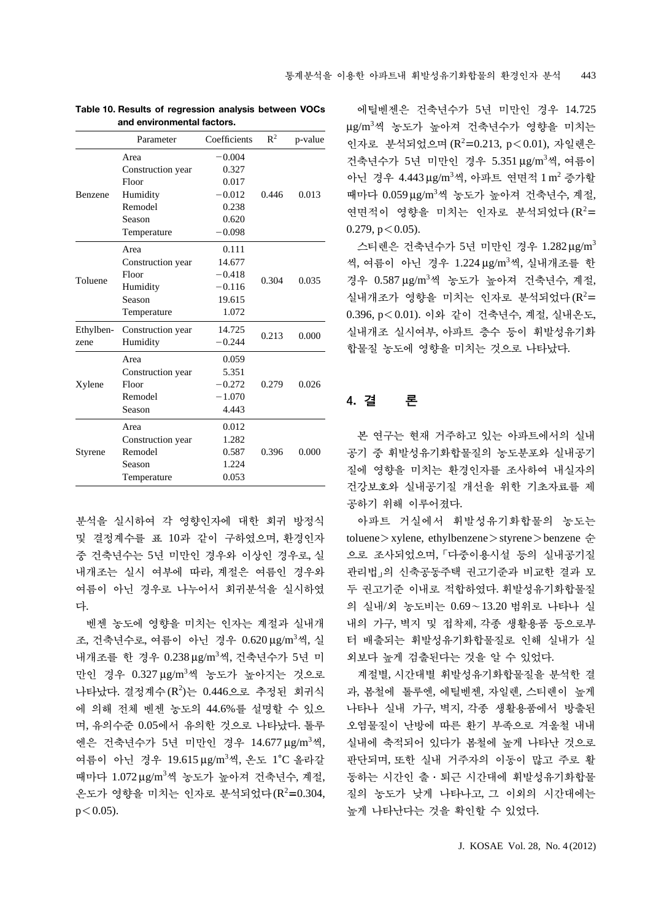**Table 10. Results of regression analysis between VOCs and environmental factors.**

| | Parameter | Coefficients | $R^2$ | p-value |
|---|---|---|---|---|
| Benzene | Area | −0.004 | 0.446 | 0.013 |
| | Construction year | 0.327 | | |
| | Floor | 0.017 | | |
| | Humidity | −0.012 | | |
| | Remodel | 0.238 | | |
| | Season | 0.620 | | |
| | Temperature | −0.098 | | |
| Toluene | Area | 0.111 | 0.304 | 0.035 |
| | Construction year | 14.677 | | |
| | Floor | −0.418 | | |
| | Humidity | −0.116 | | |
| | Season | 19.615 | | |
| | Temperature | 1.072 | | |
| Ethylbenzene | Construction year | 14.725 | 0.213 | 0.000 |
| | Humidity | −0.244 | | |
| Xylene | Area | 0.059 | 0.279 | 0.026 |
| | Construction year | 5.351 | | |
| | Floor | −0.272 | | |
| | Remodel | −1.070 | | |
| | Season | 4.443 | | |
| Styrene | Area | 0.012 | 0.396 | 0.000 |
| | Construction year | 1.282 | | |
| | Remodel | 0.587 | | |
| | Season | 1.224 | | |
| | Temperature | 0.053 | | |

분석을 실시하여 각 영향인자에 대한 회귀 방정식 및 결정계수를 표 10과 같이 구하였으며, 환경인자 중 건축년수는 5년 미만인 경우와 이상인 경우로, 실내개조는 실시 여부에 따라, 계절은 여름인 경우와 여름이 아닌 경우로 나누어서 회귀분석을 실시하였다.

벤젠 농도에 영향을 미치는 인자는 계절과 실내개조, 건축년수로, 여름이 아닌 경우 0.620 $\mu g/m^3$씩, 실내개조를 한 경우 0.238 $\mu g/m^3$씩, 건축년수가 5년 미만인 경우 0.327 $\mu g/m^3$씩 농도가 높아지는 것으로 나타났다. 결정계수($R^2$)는 0.446으로 추정된 회귀식에 의해 전체 벤젠 농도의 44.6%를 설명할 수 있으며, 유의수준 0.05에서 유의한 것으로 나타났다. 톨루엔은 건축년수가 5년 미만인 경우 14.677 $\mu g/m^3$씩, 여름이 아닌 경우 19.615 $\mu g/m^3$씩, 온도 1°C 올라갈 때마다 1.072 $\mu g/m^3$씩 농도가 높아져 건축년수, 계절, 온도가 영향을 미치는 인자로 분석되었다($R^2$=0.304, $p<0.05$).

에틸벤젠은 건축년수가 5년 미만인 경우 14.725 $\mu g/m^3$씩 농도가 높아져 건축년수가 영향을 미치는 인자로 분석되었으며 ($R^2$=0.213, $p<0.01$), 자일렌은 건축년수가 5년 미만인 경우 5.351 $\mu g/m^3$씩, 여름이 아닌 경우 4.443 $\mu g/m^3$씩, 아파트 연면적 1 $m^2$ 증가할 때마다 0.059 $\mu g/m^3$씩 농도가 높아져 건축년수, 계절, 연면적이 영향을 미치는 인자로 분석되었다 ($R^2$= 0.279, $p<0.05$).

스티렌은 건축년수가 5년 미만인 경우 1.282 $\mu g/m^3$씩, 여름이 아닌 경우 1.224 $\mu g/m^3$씩, 실내개조를 한 경우 0.587 $\mu g/m^3$씩 농도가 높아져 건축년수, 계절, 실내개조가 영향을 미치는 인자로 분석되었다 ($R^2$= 0.396, $p<0.01$). 이와 같이 건축년수, 계절, 실내온도, 실내개조 실시여부, 아파트 층수 등이 휘발성유기화합물질 농도에 영향을 미치는 것으로 나타났다.

## 4. 결 론

본 연구는 현재 거주하고 있는 아파트에서의 실내공기 중 휘발성유기화합물질의 농도분포와 실내공기질에 영향을 미치는 환경인자를 조사하여 내실자의 건강보호와 실내공기질 개선을 위한 기초자료를 제공하기 위해 이루어졌다.

아파트 거실에서 휘발성유기화합물의 농도는 toluene>xylene, ethylbenzene>styrene>benzene 순으로 조사되었으며, 「다중이용시설 등의 실내공기질 관리법」의 신축공동주택 권고기준과 비교한 결과 모두 권고기준 이내로 적합하였다. 휘발성유기화합물질의 실내/외 농도비는 0.69~13.20 범위로 나타나 실내의 가구, 벽지 및 접착제, 각종 생활용품 등으로부터 배출되는 휘발성유기화합물질로 인해 실내가 실외보다 높게 검출된다는 것을 알 수 있었다.

계절별, 시간대별 휘발성유기화합물질을 분석한 결과, 봄철에 톨루엔, 에틸벤젠, 자일렌, 스티렌이 높게 나타나 실내 가구, 벽지, 각종 생활용품에서 방출된 오염물질이 난방에 따른 환기 부족으로 겨울철 내내 실내에 축적되어 있다가 봄철에 높게 나타난 것으로 판단되며, 또한 실내 거주자의 이동이 많고 주로 활동하는 시간인 출·퇴근 시간대에 휘발성유기화합물질의 농도가 낮게 나타나고, 그 이외의 시간대에는 높게 나타난다는 것을 확인할 수 있었다.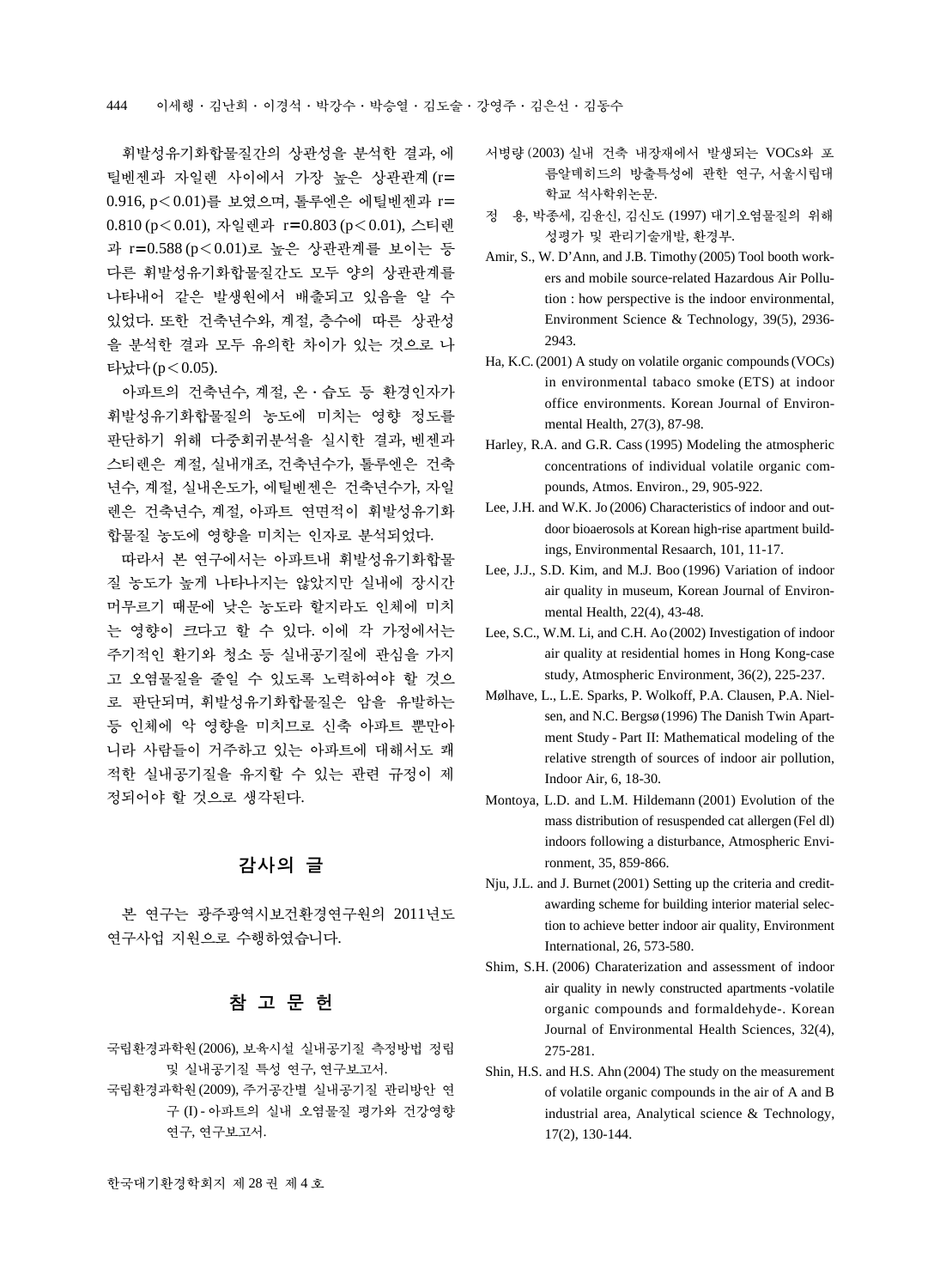휘발성유기화합물질간의 상관성을 분석한 결과, 에틸벤젠과 자일렌 사이에서 가장 높은 상관관계 ($r=0.916$, $p<0.01$)를 보였으며, 톨루엔은 에틸벤젠과 $r=0.810$ ($p<0.01$), 자일렌과 $r=0.803$ ($p<0.01$), 스티렌과 $r=0.588$ ($p<0.01$)로 높은 상관관계를 보이는 등 다른 휘발성유기화합물질간도 모두 양의 상관관계를 나타내어 같은 발생원에서 배출되고 있음을 알 수 있었다. 또한 건축년수와, 계절, 층수에 따른 상관성을 분석한 결과 모두 유의한 차이가 있는 것으로 나타났다 ($p<0.05$).

아파트의 건축년수, 계절, 온·습도 등 환경인자가 휘발성유기화합물질의 농도에 미치는 영향 정도를 판단하기 위해 다중회귀분석을 실시한 결과, 벤젠과 스티렌은 계절, 실내개조, 건축년수가, 톨루엔은 건축년수, 계절, 실내온도가, 에틸벤젠은 건축년수가, 자일렌은 건축년수, 계절, 아파트 연면적이 휘발성유기화합물질 농도에 영향을 미치는 인자로 분석되었다.

따라서 본 연구에서는 아파트내 휘발성유기화합물질 농도가 높게 나타나지는 않았지만 실내에 장시간 머무르기 때문에 낮은 농도라 할지라도 인체에 미치는 영향이 크다고 할 수 있다. 이에 각 가정에서는 주기적인 환기와 청소 등 실내공기질에 관심을 가지고 오염물질을 줄일 수 있도록 노력하여야 할 것으로 판단되며, 휘발성유기화합물질은 암을 유발하는 등 인체에 악 영향을 미치므로 신축 아파트 뿐만아니라 사람들이 거주하고 있는 아파트에 대해서도 쾌적한 실내공기질을 유지할 수 있는 관련 규정이 제정되어야 할 것으로 생각된다.

## 감사의 글

본 연구는 광주광역시보건환경연구원의 2011년도 연구사업 지원으로 수행하였습니다.

## 참 고 문 헌

국립환경과학원 (2006), 보육시설 실내공기질 측정방법 정립 및 실내공기질 특성 연구, 연구보고서.

국립환경과학원 (2009), 주거공간별 실내공기질 관리방안 연구 (I) - 아파트의 실내 오염물질 평가와 건강영향 연구, 연구보고서.

서병량 (2003) 실내 건축 내장재에서 발생되는 VOCs와 포름알데히드의 방출특성에 관한 연구, 서울시립대학교 석사학위논문.

정 용, 박종세, 김윤신, 김신도 (1997) 대기오염물질의 위해성평가 및 관리기술개발, 환경부.

Amir, S., W. D'Ann, and J.B. Timothy (2005) Tool booth workers and mobile source-related Hazardous Air Pollution : how perspective is the indoor environmental, Environment Science & Technology, 39(5), 2936-2943.

Ha, K.C. (2001) A study on volatile organic compounds (VOCs) in environmental tabaco smoke (ETS) at indoor office environments. Korean Journal of Environmental Health, 27(3), 87-98.

Harley, R.A. and G.R. Cass (1995) Modeling the atmospheric concentrations of individual volatile organic compounds, Atmos. Environ., 29, 905-922.

Lee, J.H. and W.K. Jo (2006) Characteristics of indoor and outdoor bioaerosols at Korean high-rise apartment buildings, Environmental Resaarch, 101, 11-17.

Lee, J.J., S.D. Kim, and M.J. Boo (1996) Variation of indoor air quality in museum, Korean Journal of Environmental Health, 22(4), 43-48.

Lee, S.C., W.M. Li, and C.H. Ao (2002) Investigation of indoor air quality at residential homes in Hong Kong-case study, Atmospheric Environment, 36(2), 225-237.

Mølhave, L., L.E. Sparks, P. Wolkoff, P.A. Clausen, P.A. Nielsen, and N.C. Bergsø (1996) The Danish Twin Apartment Study - Part II: Mathematical modeling of the relative strength of sources of indoor air pollution, Indoor Air, 6, 18-30.

Montoya, L.D. and L.M. Hildemann (2001) Evolution of the mass distribution of resuspended cat allergen (Fel dl) indoors following a disturbance, Atmospheric Environment, 35, 859-866.

Nju, J.L. and J. Burnet (2001) Setting up the criteria and credit-awarding scheme for building interior material selection to achieve better indoor air quality, Environment International, 26, 573-580.

Shim, S.H. (2006) Charaterization and assessment of indoor air quality in newly constructed apartments -volatile organic compounds and formaldehyde-. Korean Journal of Environmental Health Sciences, 32(4), 275-281.

Shin, H.S. and H.S. Ahn (2004) The study on the measurement of volatile organic compounds in the air of A and B industrial area, Analytical science & Technology, 17(2), 130-144.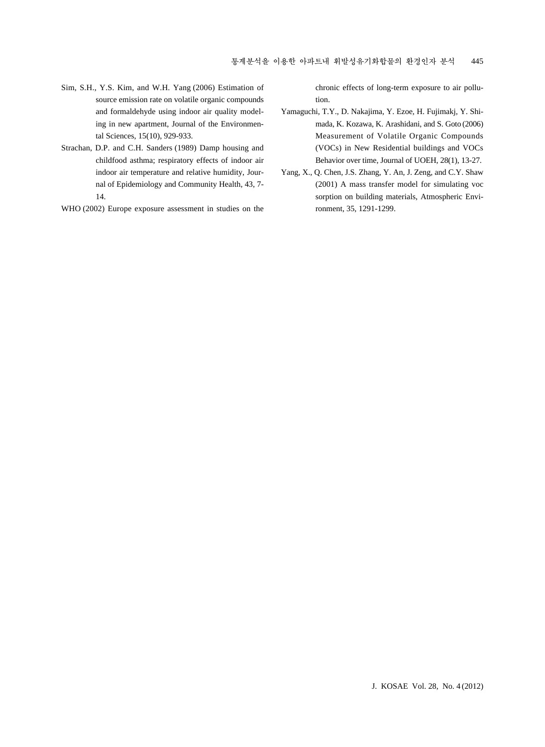Sim, S.H., Y.S. Kim, and W.H. Yang (2006) Estimation of source emission rate on volatile organic compounds and formaldehyde using indoor air quality modeling in new apartment, Journal of the Environmental Sciences, 15(10), 929-933.

Strachan, D.P. and C.H. Sanders (1989) Damp housing and childfood asthma; respiratory effects of indoor air indoor air temperature and relative humidity, Journal of Epidemiology and Community Health, 43, 7-14.

WHO (2002) Europe exposure assessment in studies on the chronic effects of long-term exposure to air pollution.

Yamaguchi, T.Y., D. Nakajima, Y. Ezoe, H. Fujimakj, Y. Shimada, K. Kozawa, K. Arashidani, and S. Goto (2006) Measurement of Volatile Organic Compounds (VOCs) in New Residential buildings and VOCs Behavior over time, Journal of UOEH, 28(1), 13-27.

Yang, X., Q. Chen, J.S. Zhang, Y. An, J. Zeng, and C.Y. Shaw (2001) A mass transfer model for simulating voc sorption on building materials, Atmospheric Environment, 35, 1291-1299.